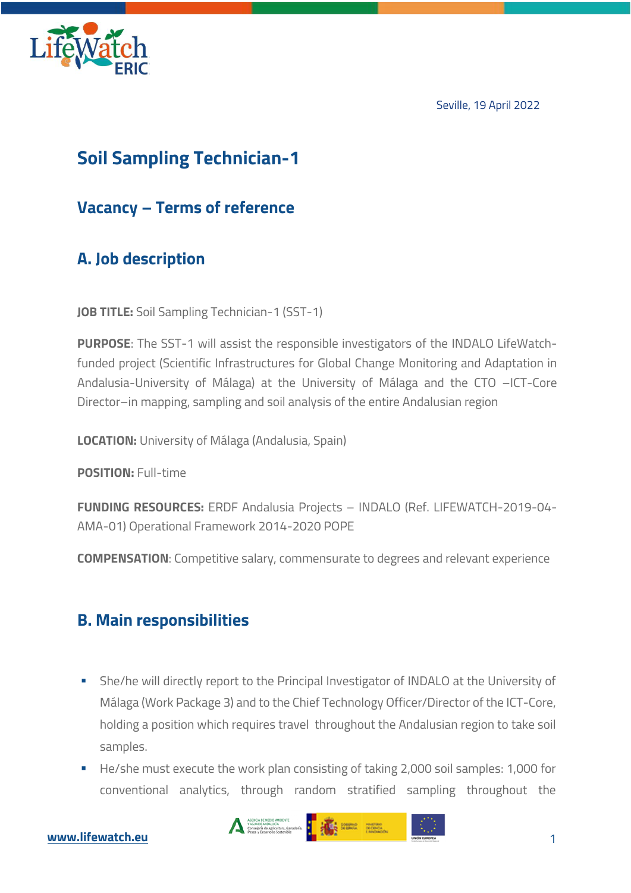Seville, 19 April 2022

# Soil Sampling Technician-1

## Vacancy – Terms of reference

## A. Job description

**JOB TITLE:** Soil Sampling Technician-1 (SST-1)

**PURPOSE**: The SST-1 will assist the responsible investigators of the INDALO LifeWatch-funded project (Scientific Infrastructures for Global Change Monitoring and Adaptation in Andalusia-University of Málaga) at the University of Málaga and the CTO –ICT-Core Director–in mapping, sampling and soil analysis of the entire Andalusian region

**LOCATION:** University of Málaga (Andalusia, Spain)

**POSITION:** Full-time

**FUNDING RESOURCES:** ERDF Andalusia Projects – INDALO (Ref. LIFEWATCH-2019-04-AMA-01) Operational Framework 2014-2020 POPE

**COMPENSATION**: Competitive salary, commensurate to degrees and relevant experience

## B. Main responsibilities

- She/he will directly report to the Principal Investigator of INDALO at the University of Málaga (Work Package 3) and to the Chief Technology Officer/Director of the ICT-Core, holding a position which requires travel throughout the Andalusian region to take soil samples.
- He/she must execute the work plan consisting of taking 2,000 soil samples: 1,000 for conventional analytics, through random stratified sampling throughout the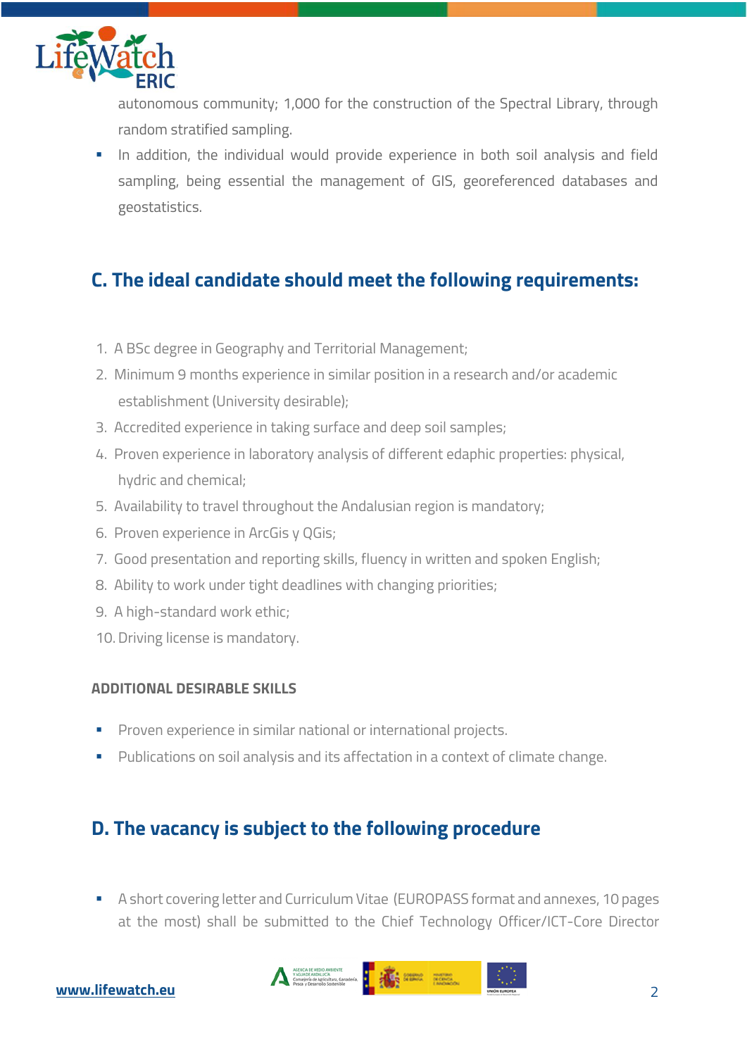autonomous community; 1,000 for the construction of the Spectral Library, through random stratified sampling.

- In addition, the individual would provide experience in both soil analysis and field sampling, being essential the management of GIS, georeferenced databases and geostatistics.

## C. The ideal candidate should meet the following requirements:

1. A BSc degree in Geography and Territorial Management;
2. Minimum 9 months experience in similar position in a research and/or academic establishment (University desirable);
3. Accredited experience in taking surface and deep soil samples;
4. Proven experience in laboratory analysis of different edaphic properties: physical, hydric and chemical;
5. Availability to travel throughout the Andalusian region is mandatory;
6. Proven experience in ArcGis y QGis;
7. Good presentation and reporting skills, fluency in written and spoken English;
8. Ability to work under tight deadlines with changing priorities;
9. A high-standard work ethic;
10. Driving license is mandatory.

### ADDITIONAL DESIRABLE SKILLS

- Proven experience in similar national or international projects.
- Publications on soil analysis and its affectation in a context of climate change.

## D. The vacancy is subject to the following procedure

- A short covering letter and Curriculum Vitae (EUROPASS format and annexes, 10 pages at the most) shall be submitted to the Chief Technology Officer/ICT-Core Director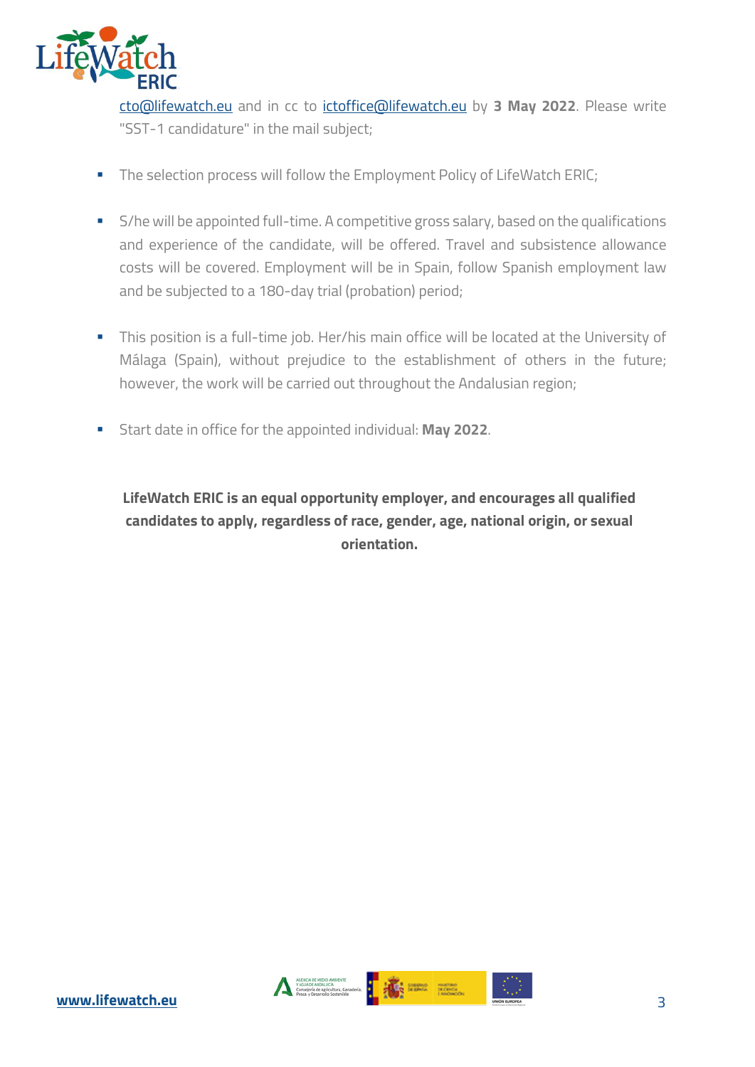cto@lifewatch.eu and in cc to ictoffice@lifewatch.eu by **3 May 2022**. Please write "SST-1 candidature" in the mail subject;

- The selection process will follow the Employment Policy of LifeWatch ERIC;
- S/he will be appointed full-time. A competitive gross salary, based on the qualifications and experience of the candidate, will be offered. Travel and subsistence allowance costs will be covered. Employment will be in Spain, follow Spanish employment law and be subjected to a 180-day trial (probation) period;
- This position is a full-time job. Her/his main office will be located at the University of Málaga (Spain), without prejudice to the establishment of others in the future; however, the work will be carried out throughout the Andalusian region;
- Start date in office for the appointed individual: **May 2022**.

**LifeWatch ERIC is an equal opportunity employer, and encourages all qualified candidates to apply, regardless of race, gender, age, national origin, or sexual orientation.**